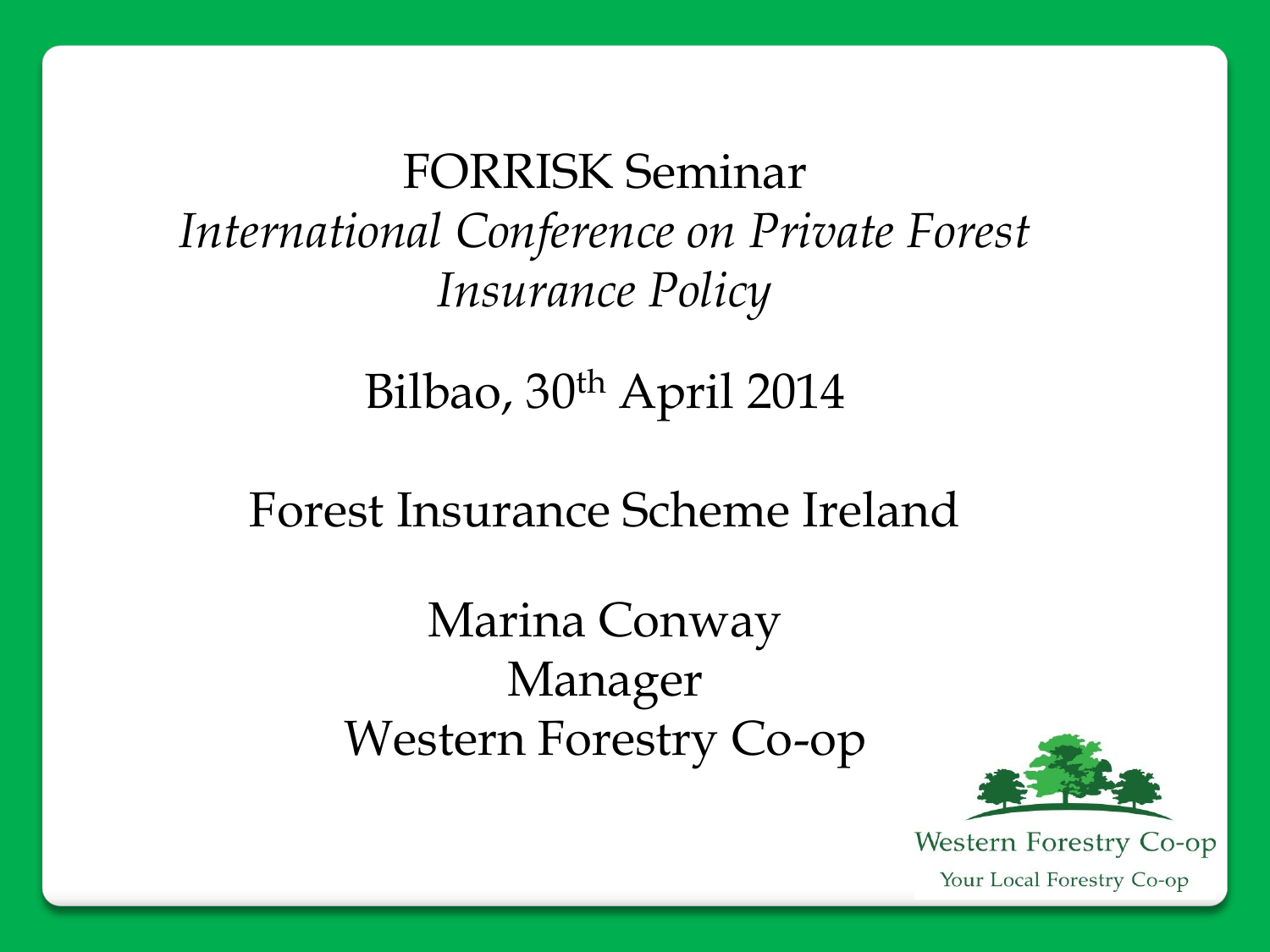# FORRISK Seminar

*International Conference on Private Forest Insurance Policy*

Bilbao, 30th April 2014

## Forest Insurance Scheme Ireland

Marina Conway
Manager
Western Forestry Co-op

Western Forestry Co-op
Your Local Forestry Co-op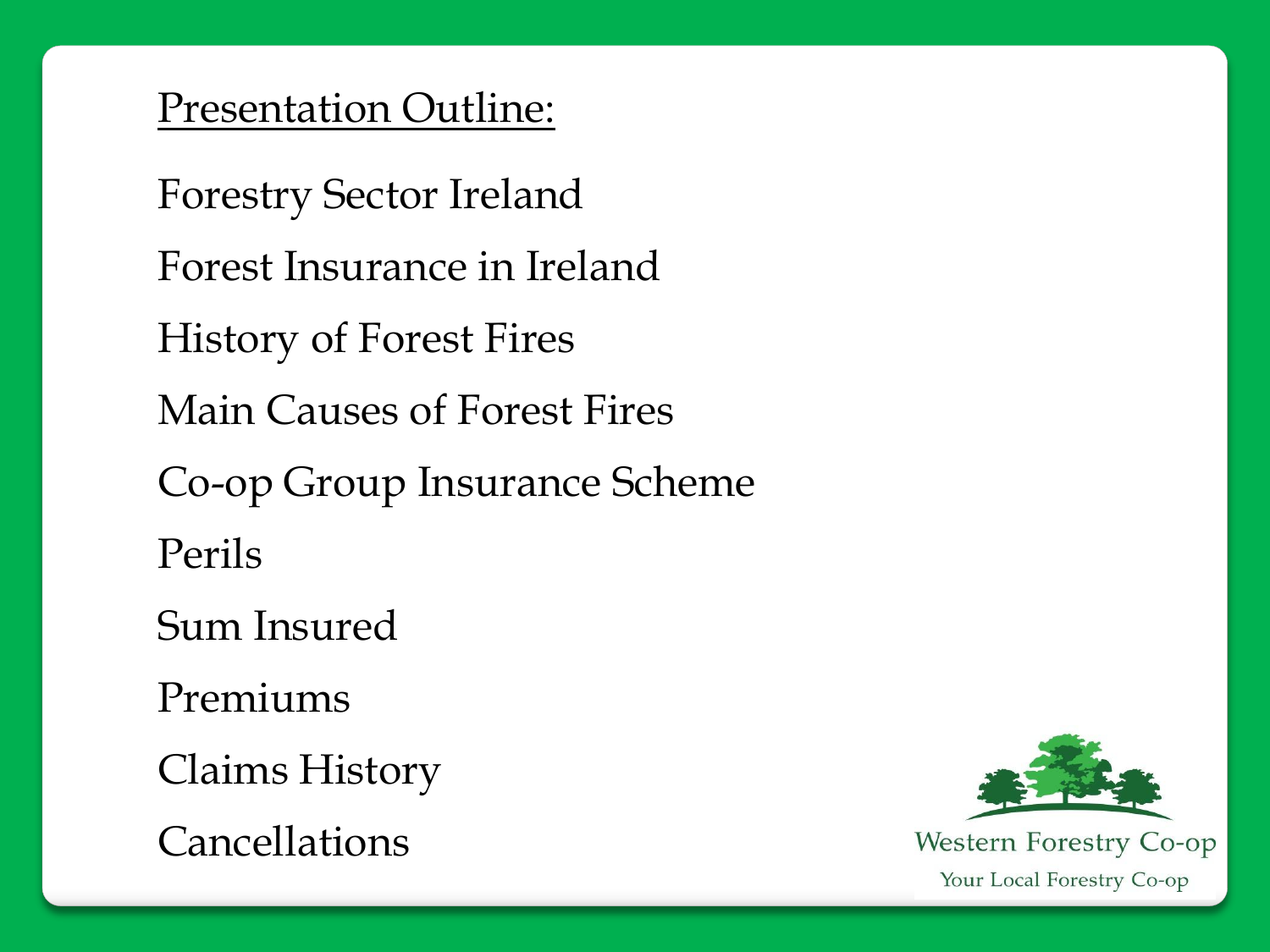## Presentation Outline:

Forestry Sector Ireland

Forest Insurance in Ireland

History of Forest Fires

Main Causes of Forest Fires

Co-op Group Insurance Scheme

Perils

Sum Insured

Premiums

Claims History

Cancellations

Western Forestry Co-op
Your Local Forestry Co-op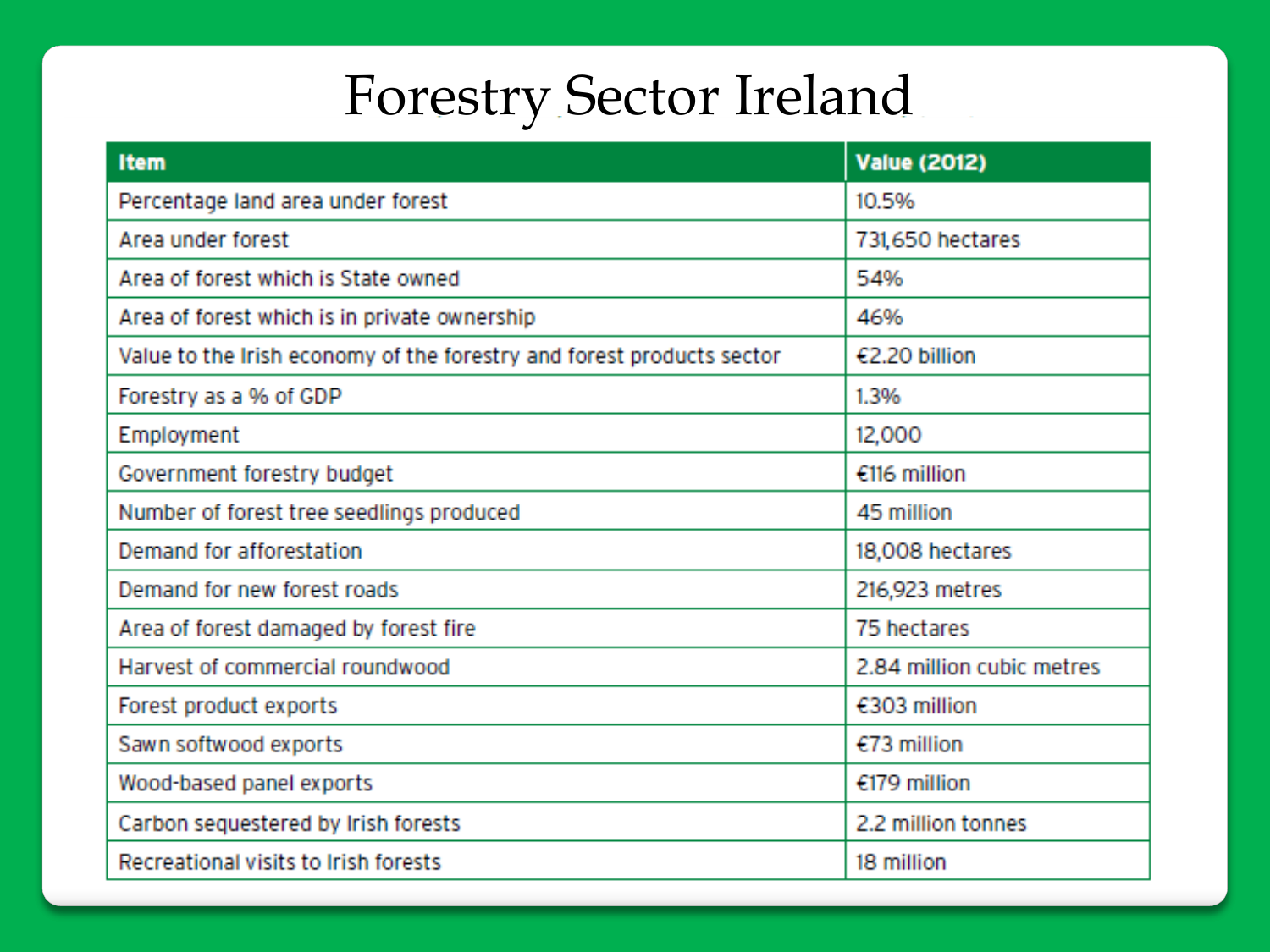# Forestry Sector Ireland

| Item | Value (2012) |
|---|---|
| Percentage land area under forest | 10.5% |
| Area under forest | 731,650 hectares |
| Area of forest which is State owned | 54% |
| Area of forest which is in private ownership | 46% |
| Value to the Irish economy of the forestry and forest products sector | €2.20 billion |
| Forestry as a % of GDP | 1.3% |
| Employment | 12,000 |
| Government forestry budget | €116 million |
| Number of forest tree seedlings produced | 45 million |
| Demand for afforestation | 18,008 hectares |
| Demand for new forest roads | 216,923 metres |
| Area of forest damaged by forest fire | 75 hectares |
| Harvest of commercial roundwood | 2.84 million cubic metres |
| Forest product exports | €303 million |
| Sawn softwood exports | €73 million |
| Wood-based panel exports | €179 million |
| Carbon sequestered by Irish forests | 2.2 million tonnes |
| Recreational visits to Irish forests | 18 million |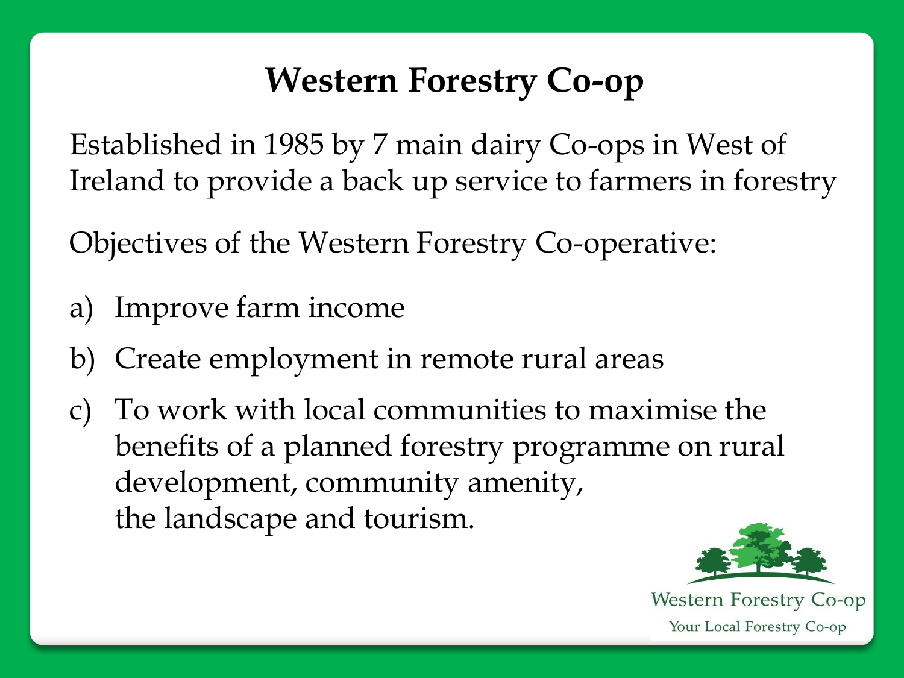# Western Forestry Co-op

Established in 1985 by 7 main dairy Co-ops in West of Ireland to provide a back up service to farmers in forestry

Objectives of the Western Forestry Co-operative:

a) Improve farm income
b) Create employment in remote rural areas
c) To work with local communities to maximise the benefits of a planned forestry programme on rural development, community amenity, the landscape and tourism.

Western Forestry Co-op

Your Local Forestry Co-op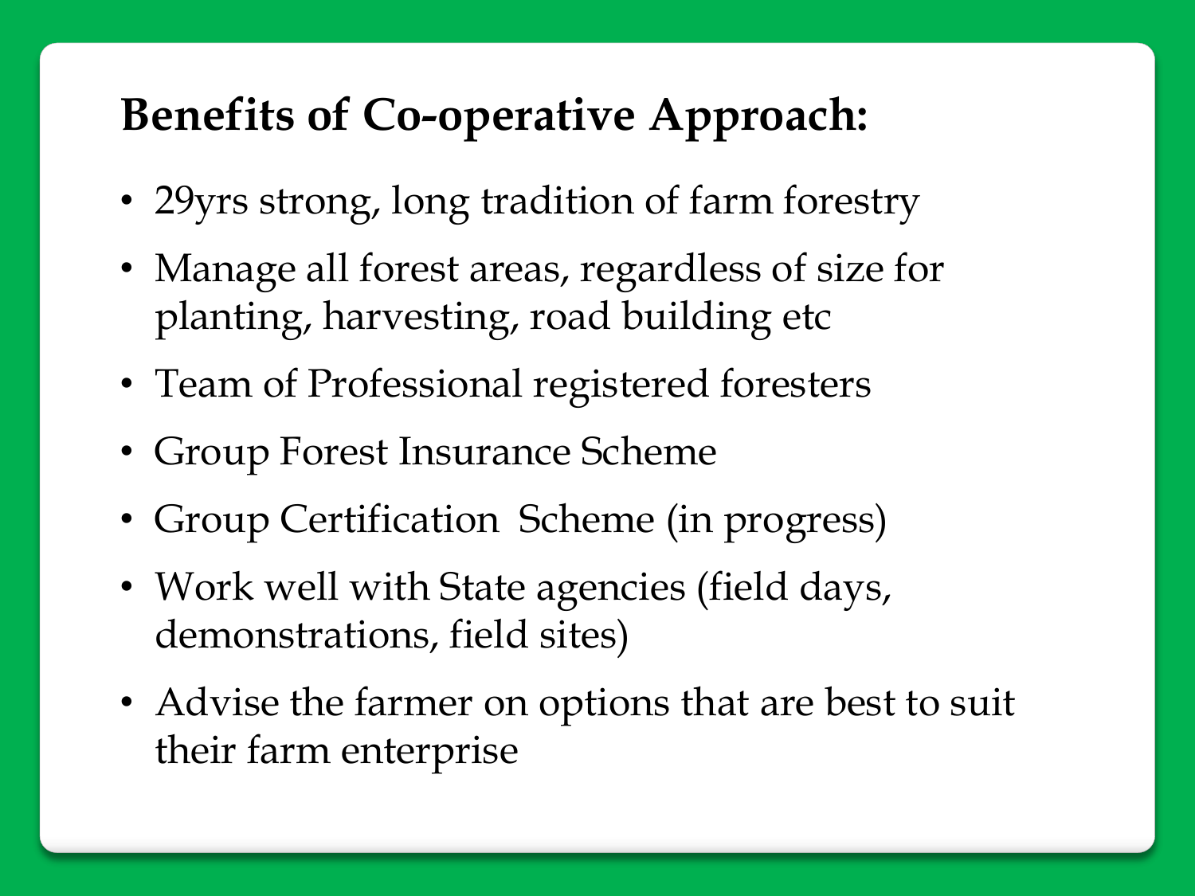# Benefits of Co-operative Approach:

- 29yrs strong, long tradition of farm forestry
- Manage all forest areas, regardless of size for planting, harvesting, road building etc
- Team of Professional registered foresters
- Group Forest Insurance Scheme
- Group Certification Scheme (in progress)
- Work well with State agencies (field days, demonstrations, field sites)
- Advise the farmer on options that are best to suit their farm enterprise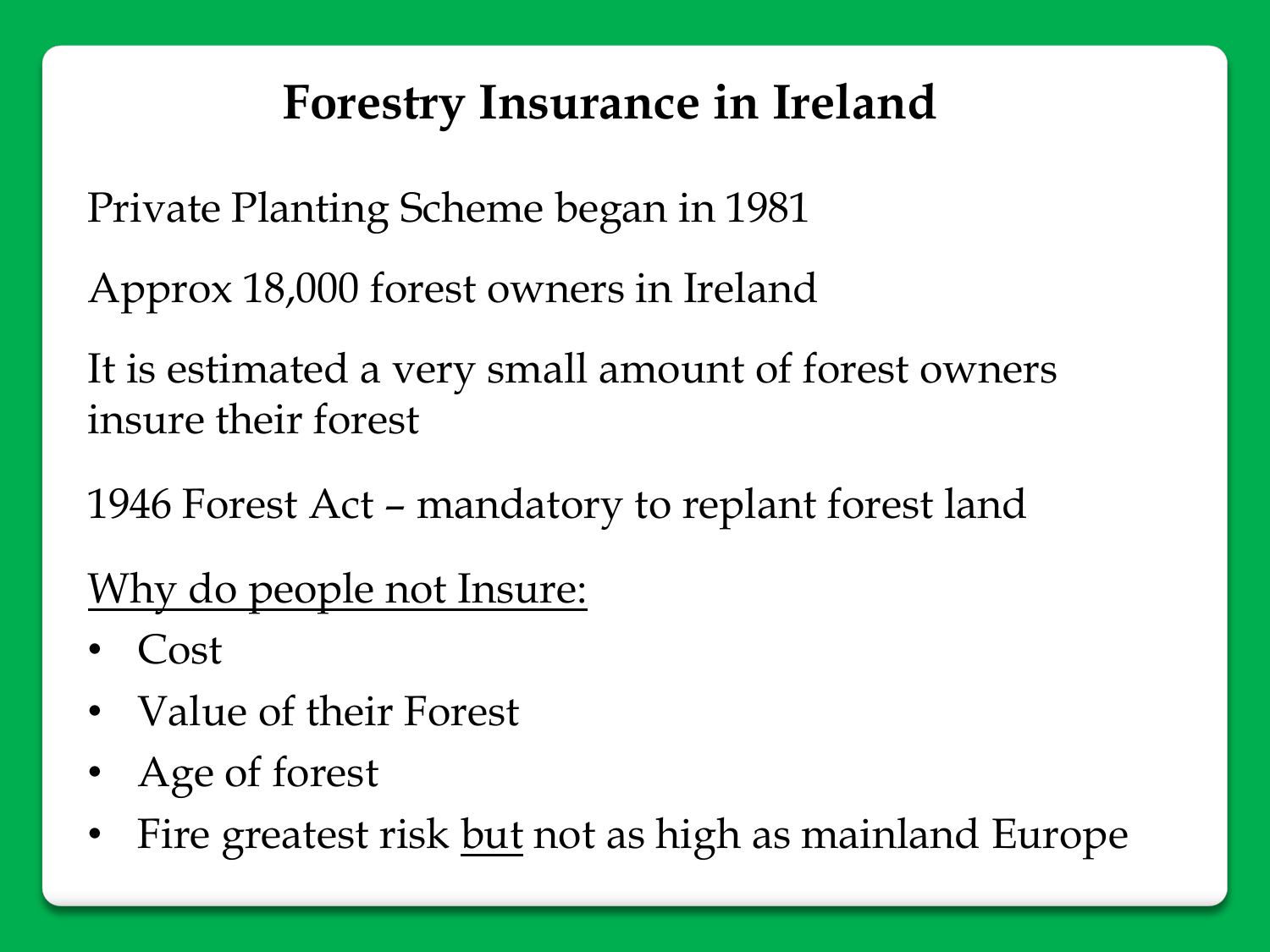# Forestry Insurance in Ireland

Private Planting Scheme began in 1981

Approx 18,000 forest owners in Ireland

It is estimated a very small amount of forest owners insure their forest

1946 Forest Act – mandatory to replant forest land

<u>Why do people not Insure:</u>

- Cost
- Value of their Forest
- Age of forest
- Fire greatest risk <u>but</u> not as high as mainland Europe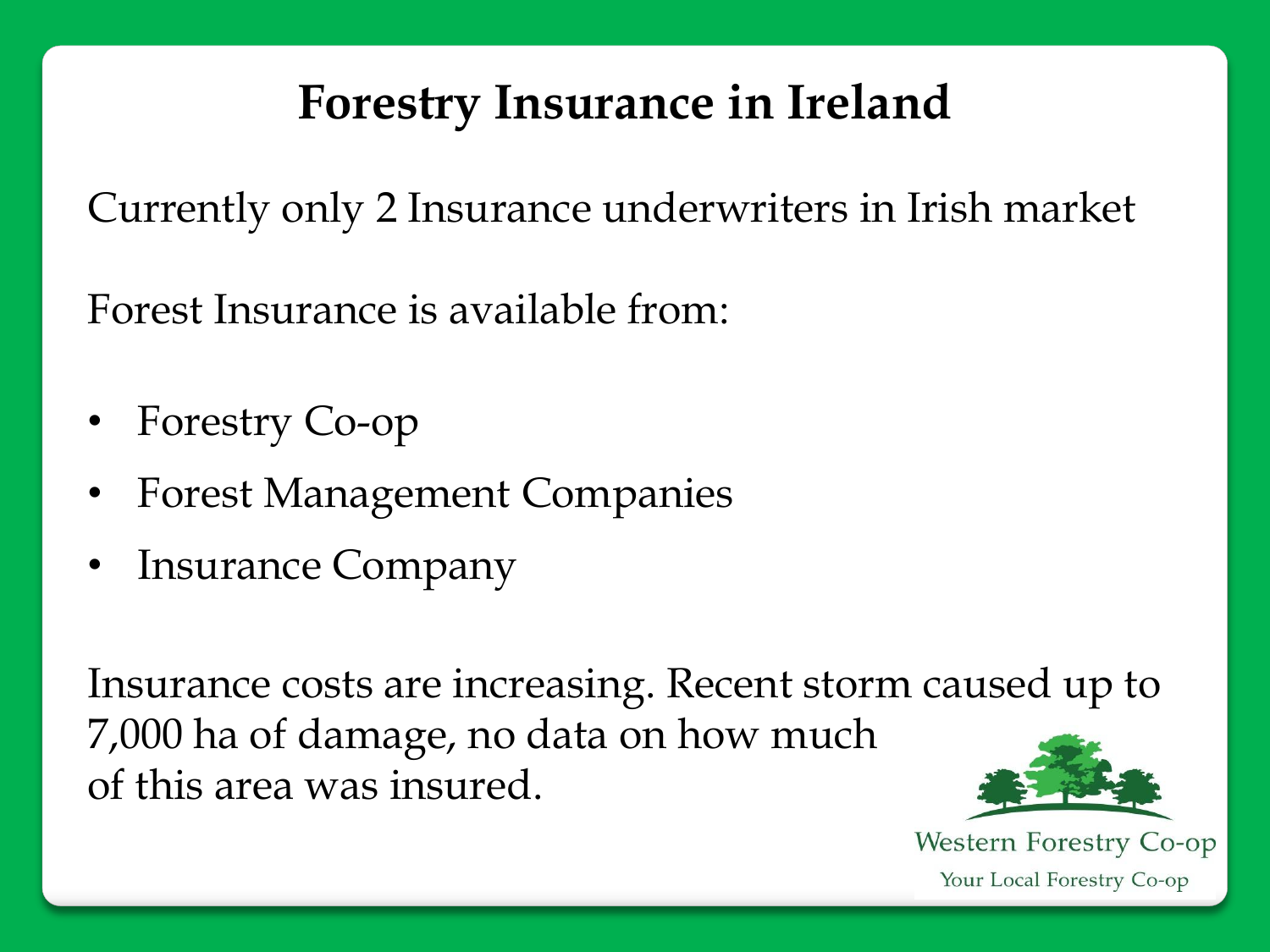# Forestry Insurance in Ireland

Currently only 2 Insurance underwriters in Irish market

Forest Insurance is available from:

- Forestry Co-op
- Forest Management Companies
- Insurance Company

Insurance costs are increasing. Recent storm caused up to 7,000 ha of damage, no data on how much of this area was insured.

Western Forestry Co-op
Your Local Forestry Co-op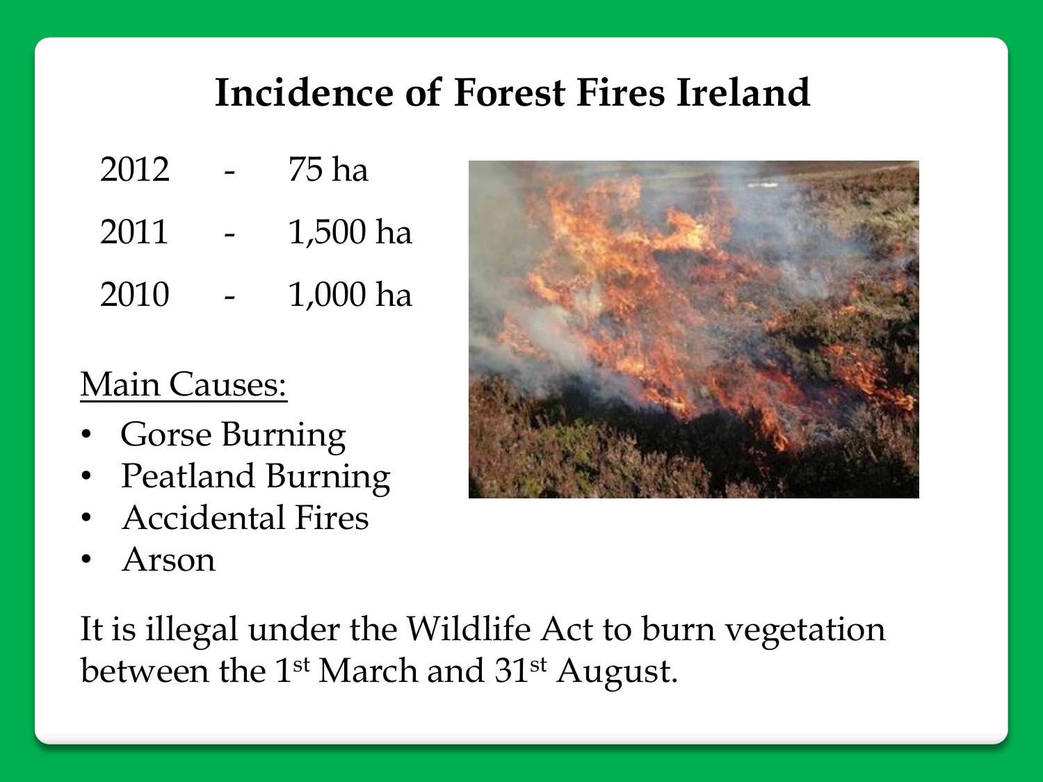# Incidence of Forest Fires Ireland

2012 - 75 ha

2011 - 1,500 ha

2010 - 1,000 ha

<u>Main Causes:</u>

- Gorse Burning
- Peatland Burning
- Accidental Fires
- Arson

It is illegal under the Wildlife Act to burn vegetation between the 1st March and 31st August.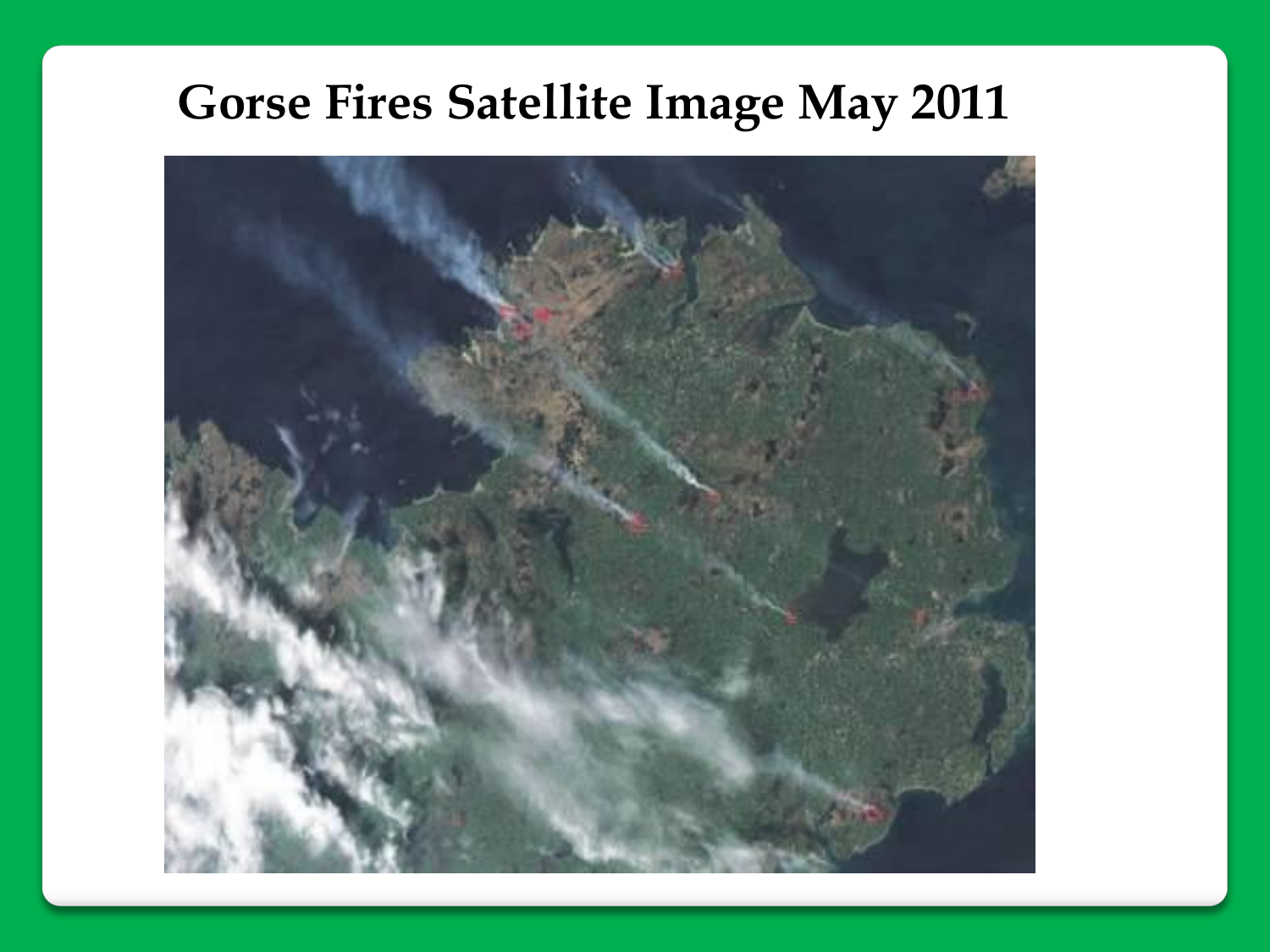# Gorse Fires Satellite Image May 2011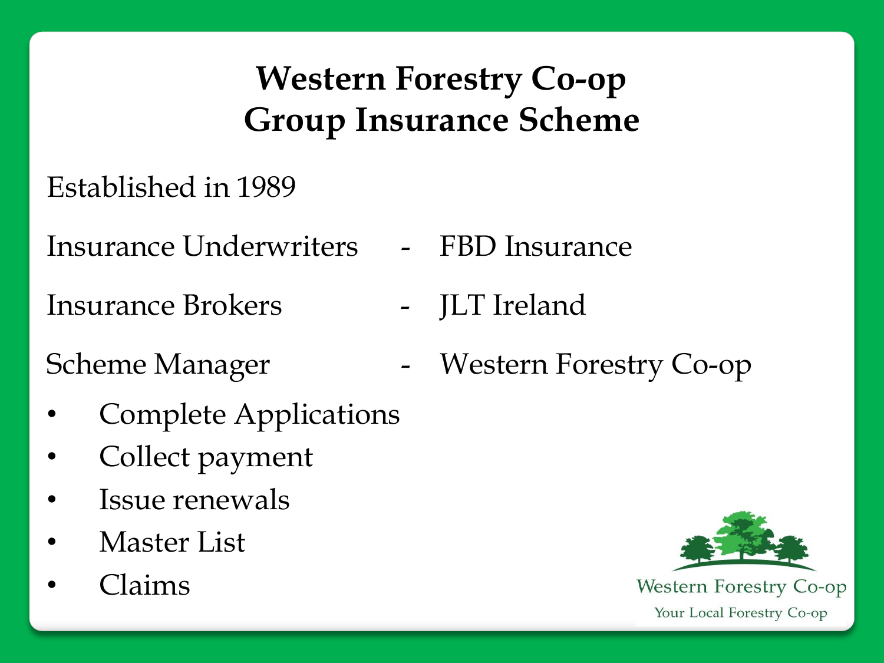# Western Forestry Co-op
# Group Insurance Scheme

Established in 1989

Insurance Underwriters - FBD Insurance

Insurance Brokers - JLT Ireland

Scheme Manager - Western Forestry Co-op

- Complete Applications
- Collect payment
- Issue renewals
- Master List
- Claims

Western Forestry Co-op
Your Local Forestry Co-op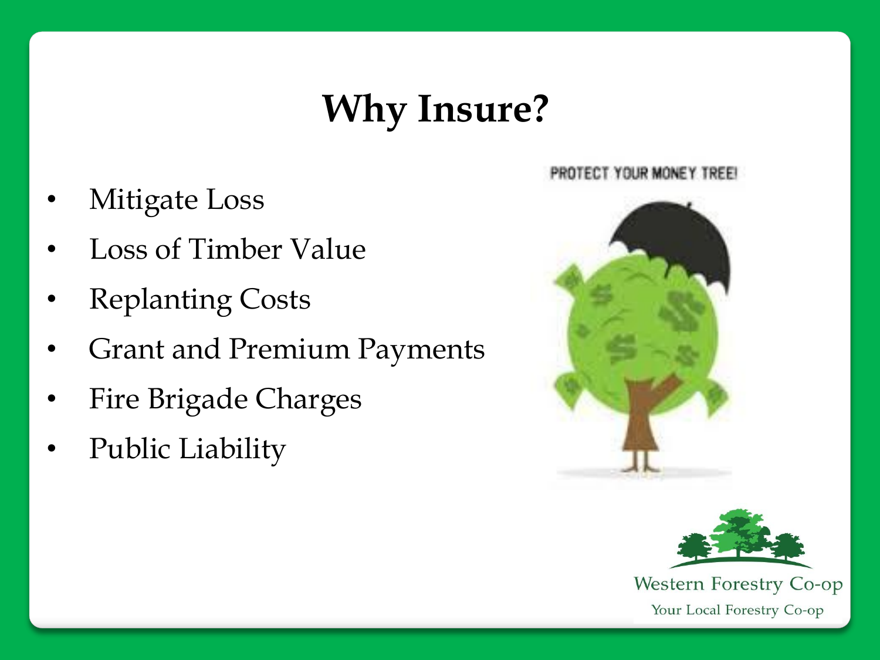# Why Insure?

- Mitigate Loss
- Loss of Timber Value
- Replanting Costs
- Grant and Premium Payments
- Fire Brigade Charges
- Public Liability

PROTECT YOUR MONEY TREE!

Western Forestry Co-op

Your Local Forestry Co-op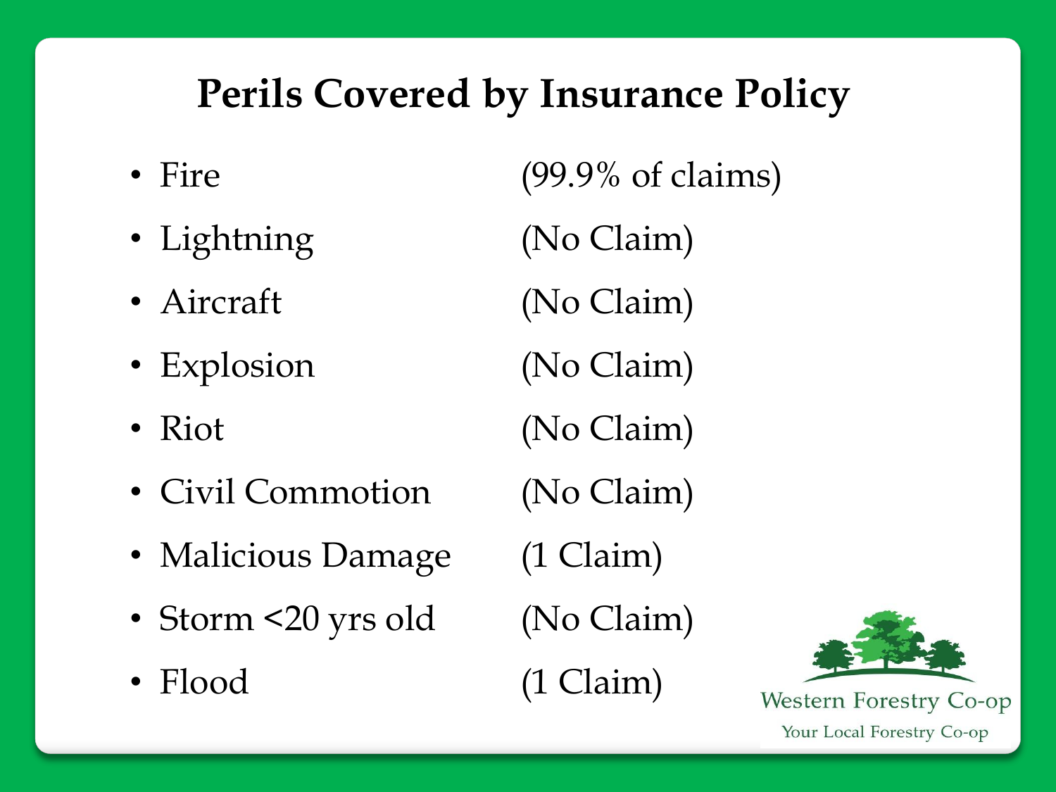# Perils Covered by Insurance Policy

- Fire (99.9% of claims)
- Lightning (No Claim)
- Aircraft (No Claim)
- Explosion (No Claim)
- Riot (No Claim)
- Civil Commotion (No Claim)
- Malicious Damage (1 Claim)
- Storm <20 yrs old (No Claim)
- Flood (1 Claim)

Western Forestry Co-op

Your Local Forestry Co-op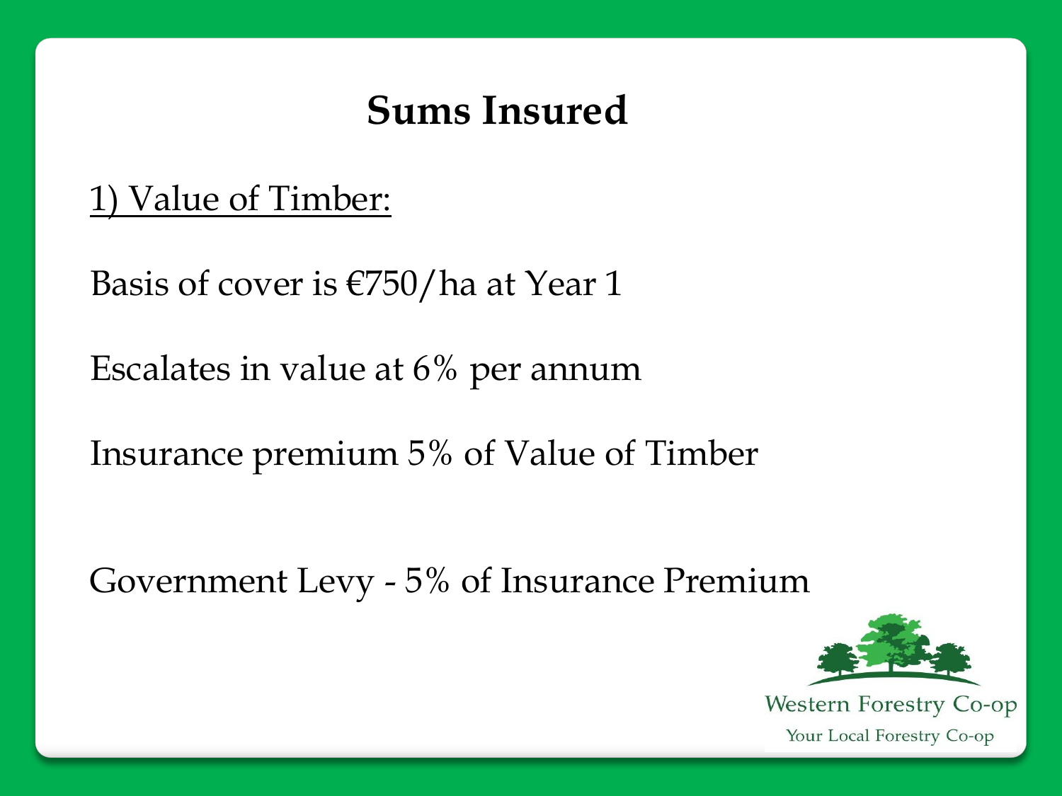# Sums Insured

<u>1) Value of Timber:</u>

Basis of cover is €750/ha at Year 1

Escalates in value at 6% per annum

Insurance premium 5% of Value of Timber

Government Levy - 5% of Insurance Premium

Western Forestry Co-op

Your Local Forestry Co-op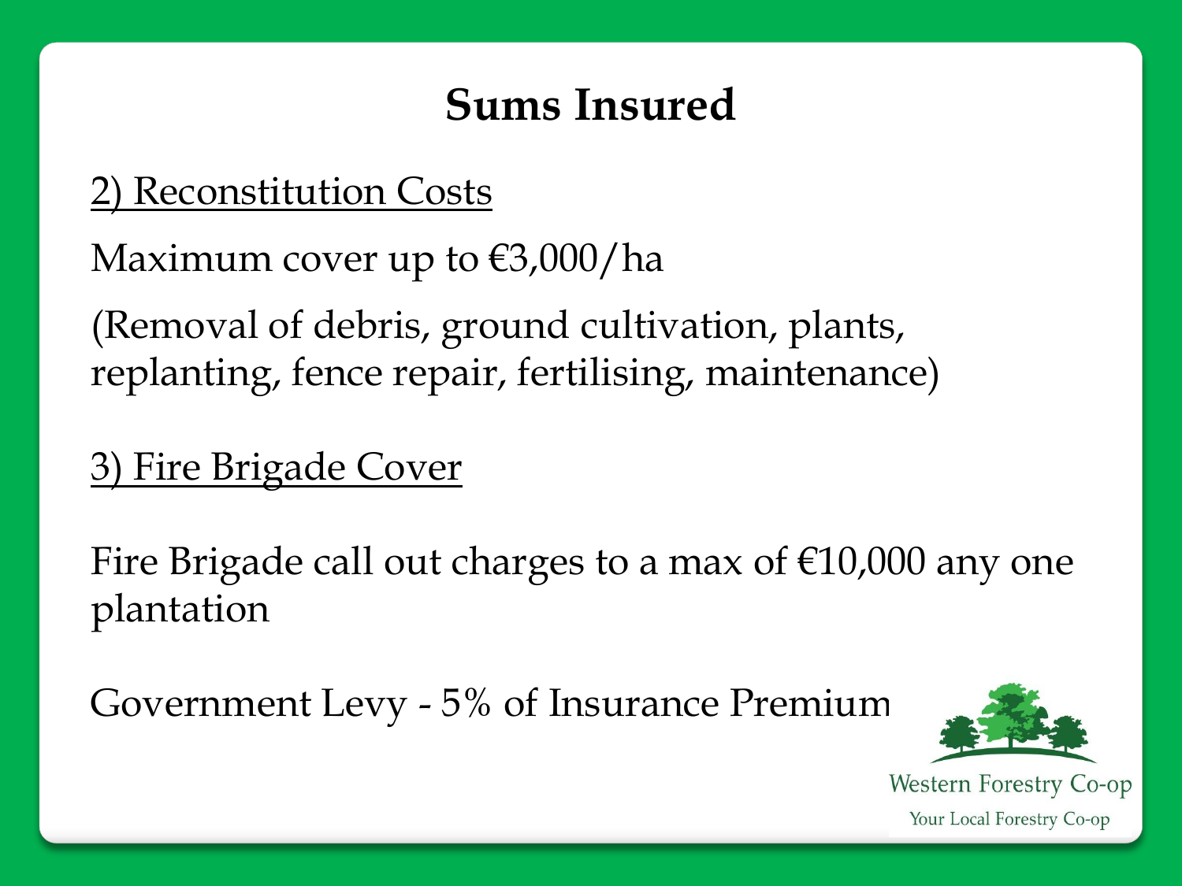# Sums Insured

2) Reconstitution Costs

Maximum cover up to €3,000/ha

(Removal of debris, ground cultivation, plants, replanting, fence repair, fertilising, maintenance)

3) Fire Brigade Cover

Fire Brigade call out charges to a max of €10,000 any one plantation

Government Levy - 5% of Insurance Premium

Western Forestry Co-op

Your Local Forestry Co-op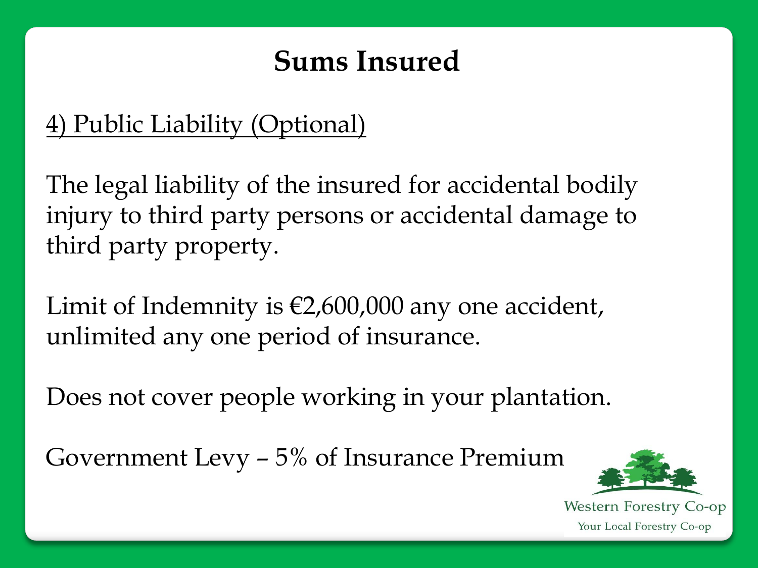# Sums Insured

4) Public Liability (Optional)

The legal liability of the insured for accidental bodily injury to third party persons or accidental damage to third party property.

Limit of Indemnity is €2,600,000 any one accident, unlimited any one period of insurance.

Does not cover people working in your plantation.

Government Levy – 5% of Insurance Premium

Western Forestry Co-op

Your Local Forestry Co-op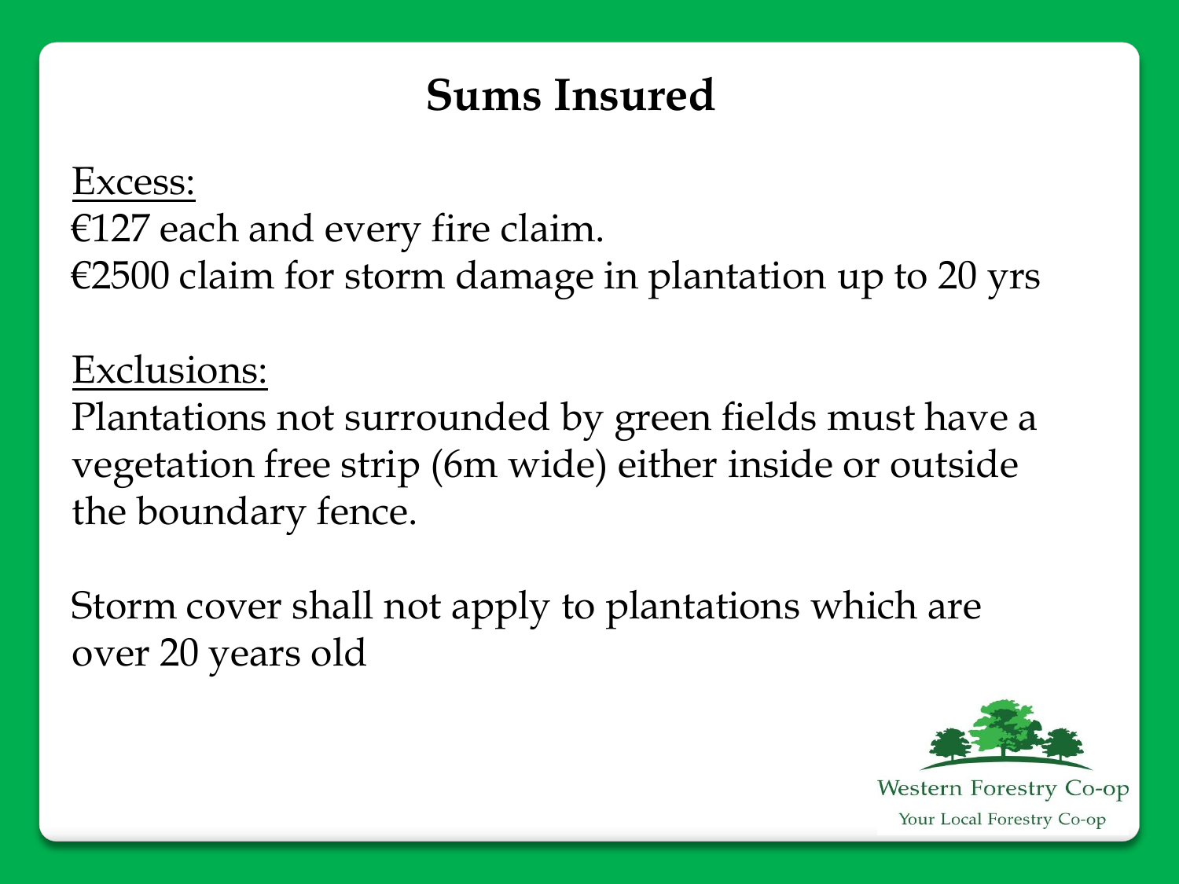# Sums Insured

Excess:

€127 each and every fire claim.

€2500 claim for storm damage in plantation up to 20 yrs

Exclusions:

Plantations not surrounded by green fields must have a vegetation free strip (6m wide) either inside or outside the boundary fence.

Storm cover shall not apply to plantations which are over 20 years old

Western Forestry Co-op

Your Local Forestry Co-op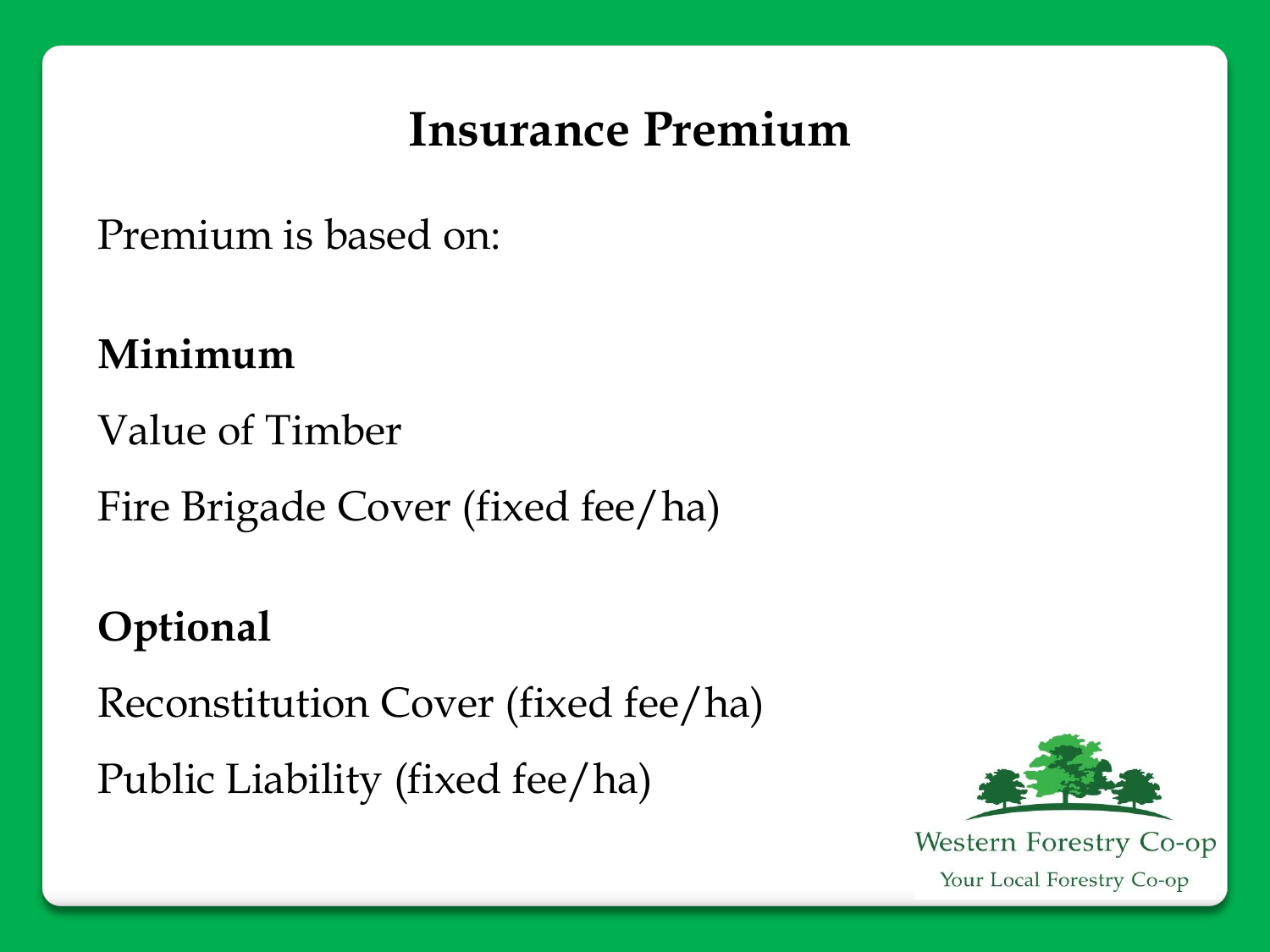# Insurance Premium

Premium is based on:

**Minimum**

Value of Timber

Fire Brigade Cover (fixed fee/ha)

**Optional**

Reconstitution Cover (fixed fee/ha)

Public Liability (fixed fee/ha)

Western Forestry Co-op

Your Local Forestry Co-op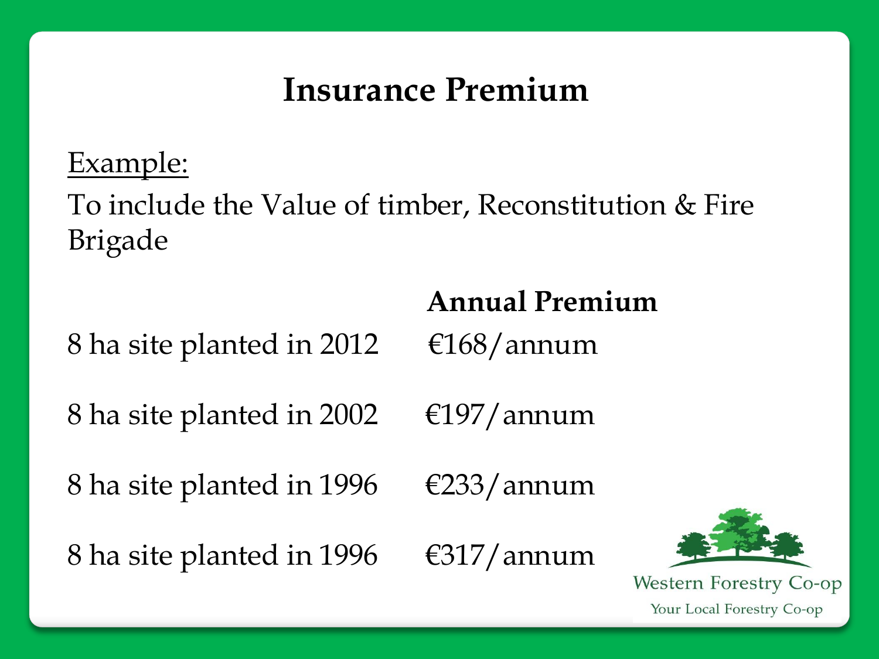# Insurance Premium

Example:

To include the Value of timber, Reconstitution & Fire Brigade

| | Annual Premium |
|---|---|
| 8 ha site planted in 2012 | €168/annum |
| 8 ha site planted in 2002 | €197/annum |
| 8 ha site planted in 1996 | €233/annum |
| 8 ha site planted in 1996 | €317/annum |

Western Forestry Co-op

Your Local Forestry Co-op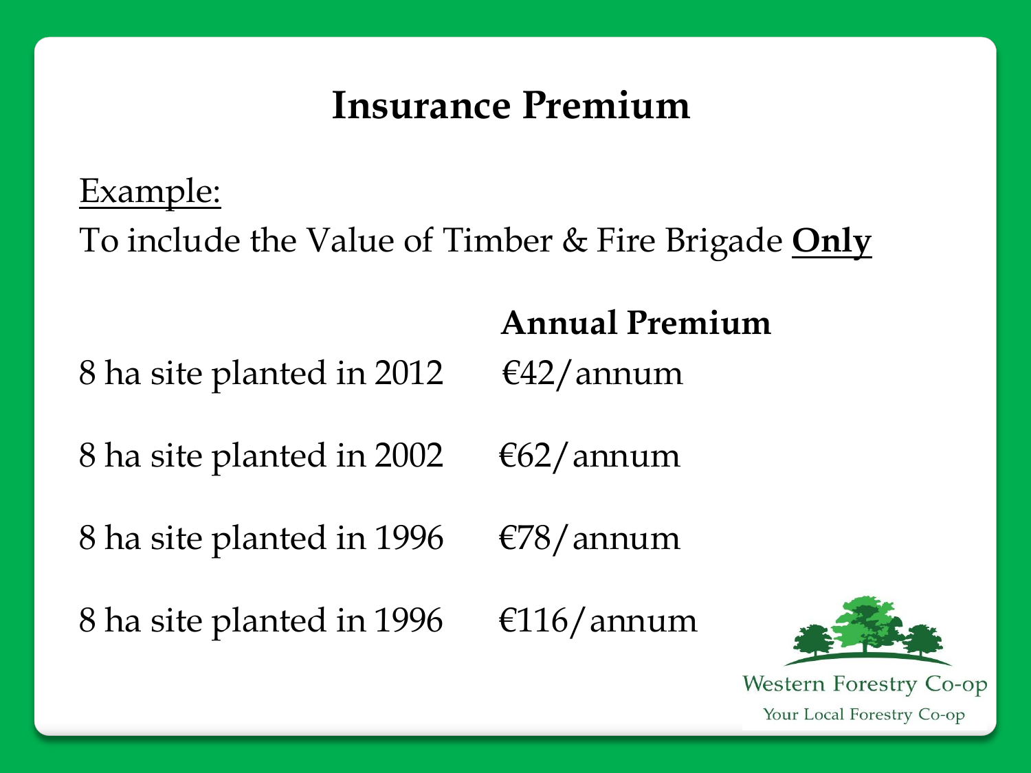# Insurance Premium

Example:

To include the Value of Timber & Fire Brigade **Only**

| | Annual Premium |
|---|---|
| 8 ha site planted in 2012 | €42/annum |
| 8 ha site planted in 2002 | €62/annum |
| 8 ha site planted in 1996 | €78/annum |
| 8 ha site planted in 1996 | €116/annum |

Western Forestry Co-op
Your Local Forestry Co-op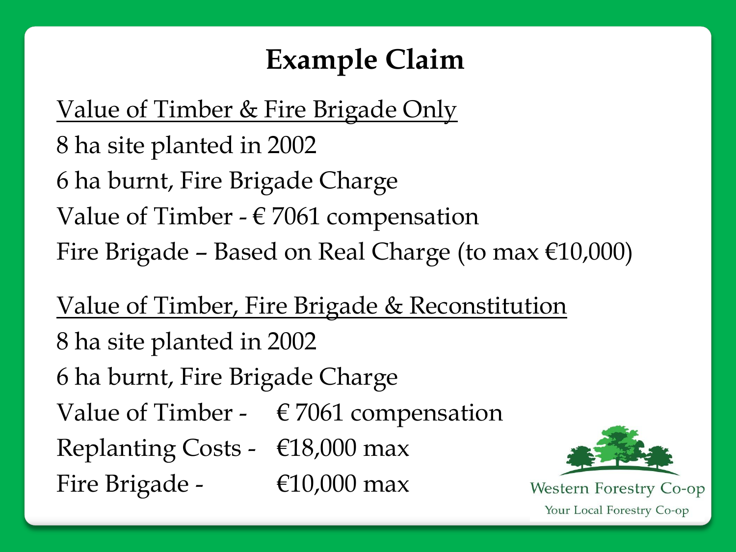# Example Claim

<u>Value of Timber & Fire Brigade Only</u>

8 ha site planted in 2002

6 ha burnt, Fire Brigade Charge

Value of Timber - € 7061 compensation

Fire Brigade – Based on Real Charge (to max €10,000)

<u>Value of Timber, Fire Brigade & Reconstitution</u>

8 ha site planted in 2002

6 ha burnt, Fire Brigade Charge

Value of Timber - € 7061 compensation

Replanting Costs - €18,000 max

Fire Brigade - €10,000 max

Western Forestry Co-op

Your Local Forestry Co-op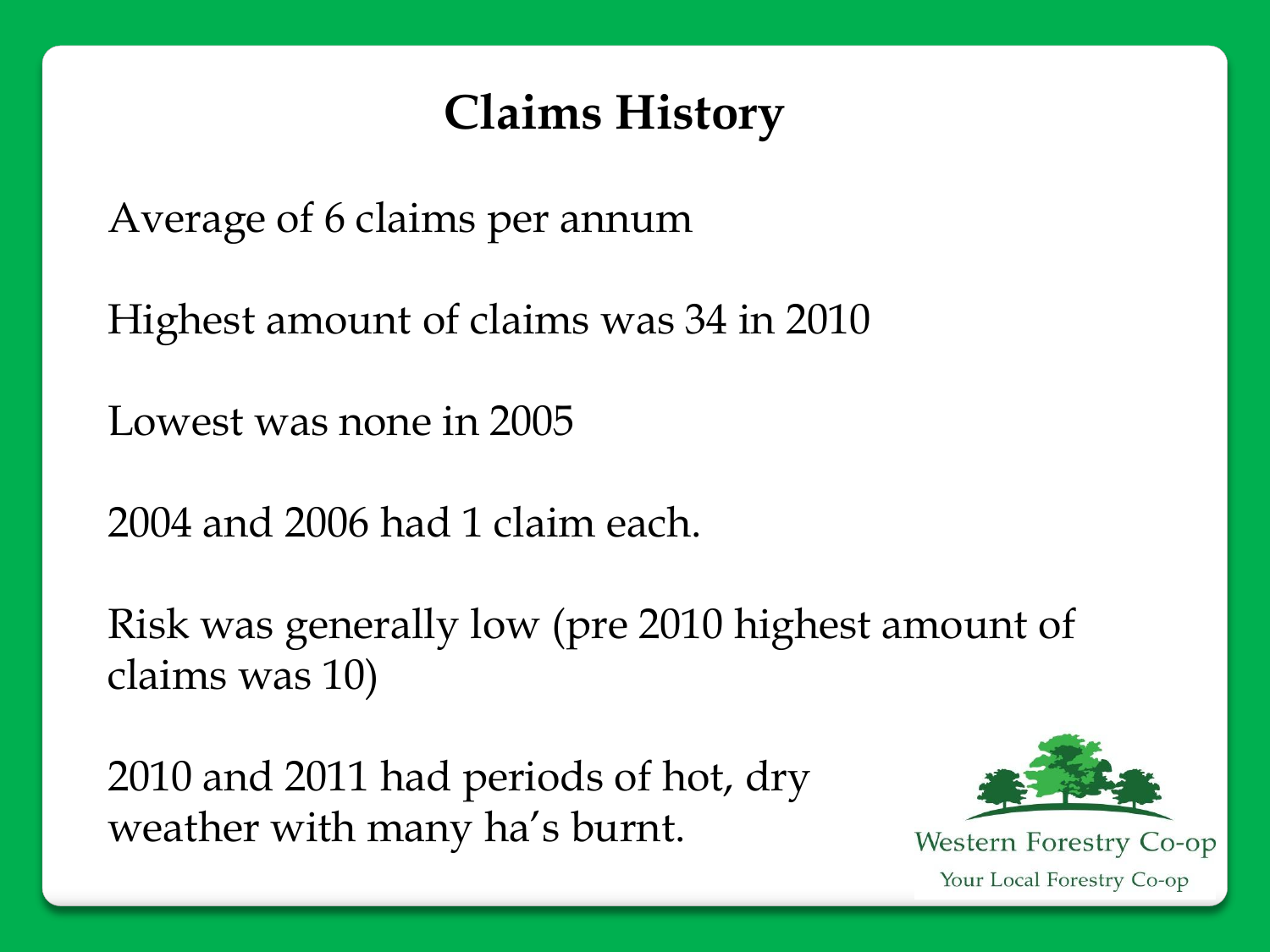# Claims History

Average of 6 claims per annum

Highest amount of claims was 34 in 2010

Lowest was none in 2005

2004 and 2006 had 1 claim each.

Risk was generally low (pre 2010 highest amount of claims was 10)

2010 and 2011 had periods of hot, dry weather with many ha's burnt.

Western Forestry Co-op

Your Local Forestry Co-op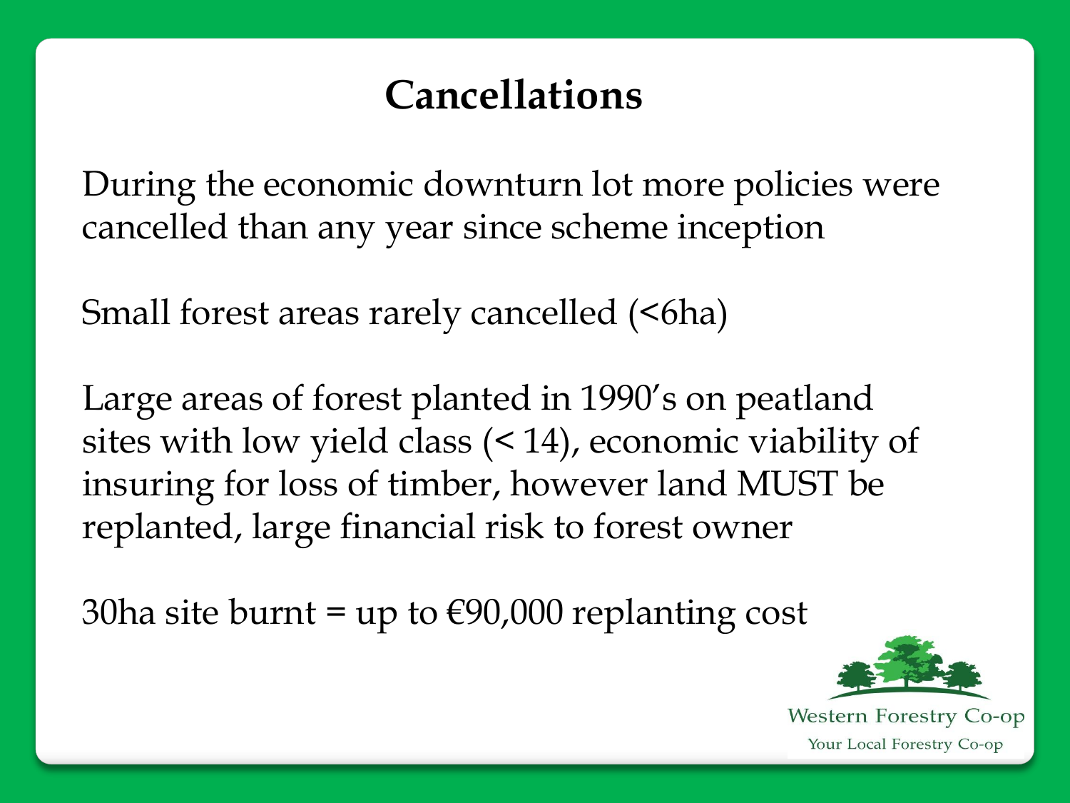# Cancellations

During the economic downturn lot more policies were cancelled than any year since scheme inception

Small forest areas rarely cancelled (<6ha)

Large areas of forest planted in 1990's on peatland sites with low yield class (< 14), economic viability of insuring for loss of timber, however land MUST be replanted, large financial risk to forest owner

30ha site burnt = up to €90,000 replanting cost

Western Forestry Co-op

Your Local Forestry Co-op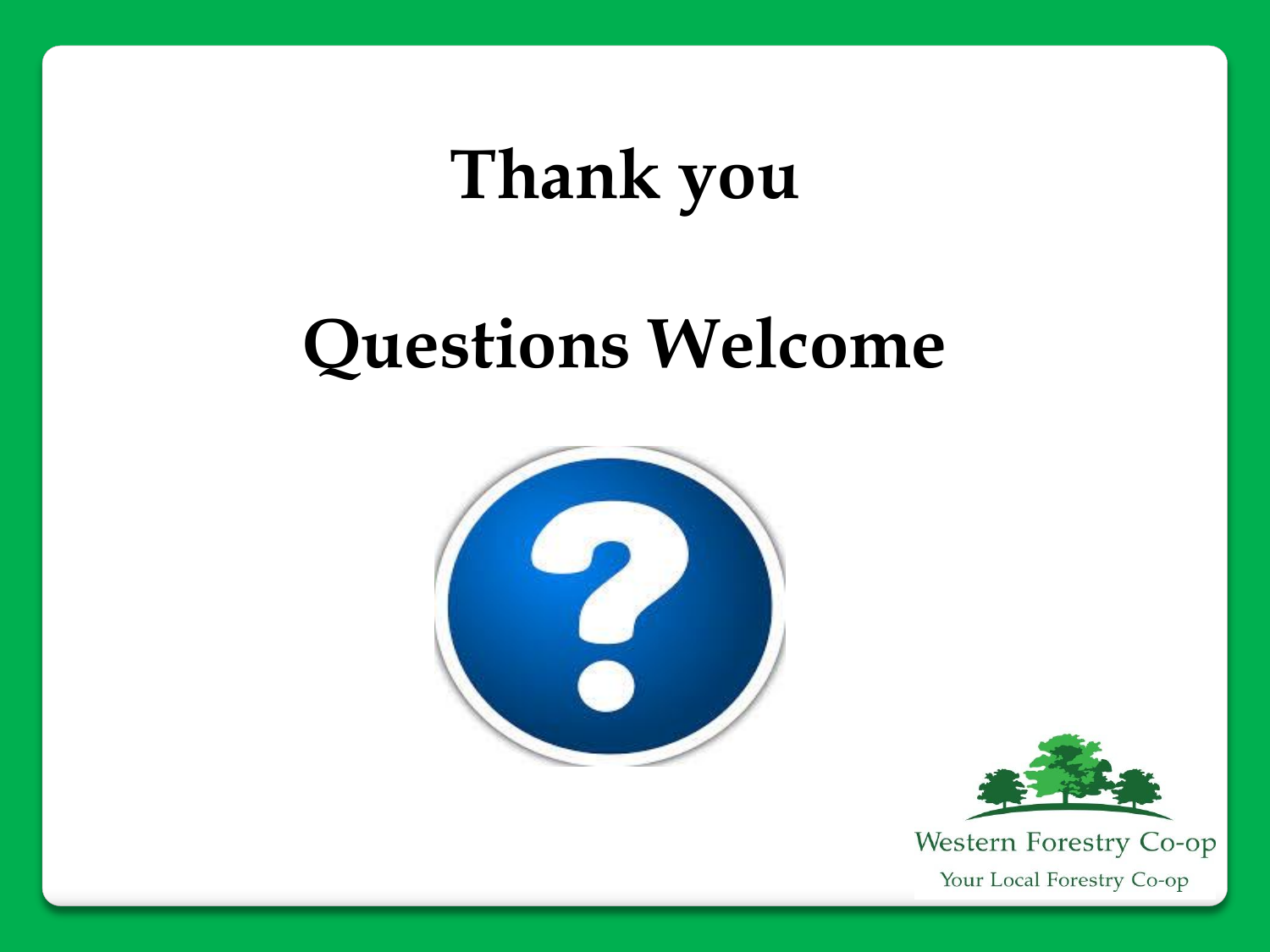# Thank you

# Questions Welcome

Western Forestry Co-op

Your Local Forestry Co-op